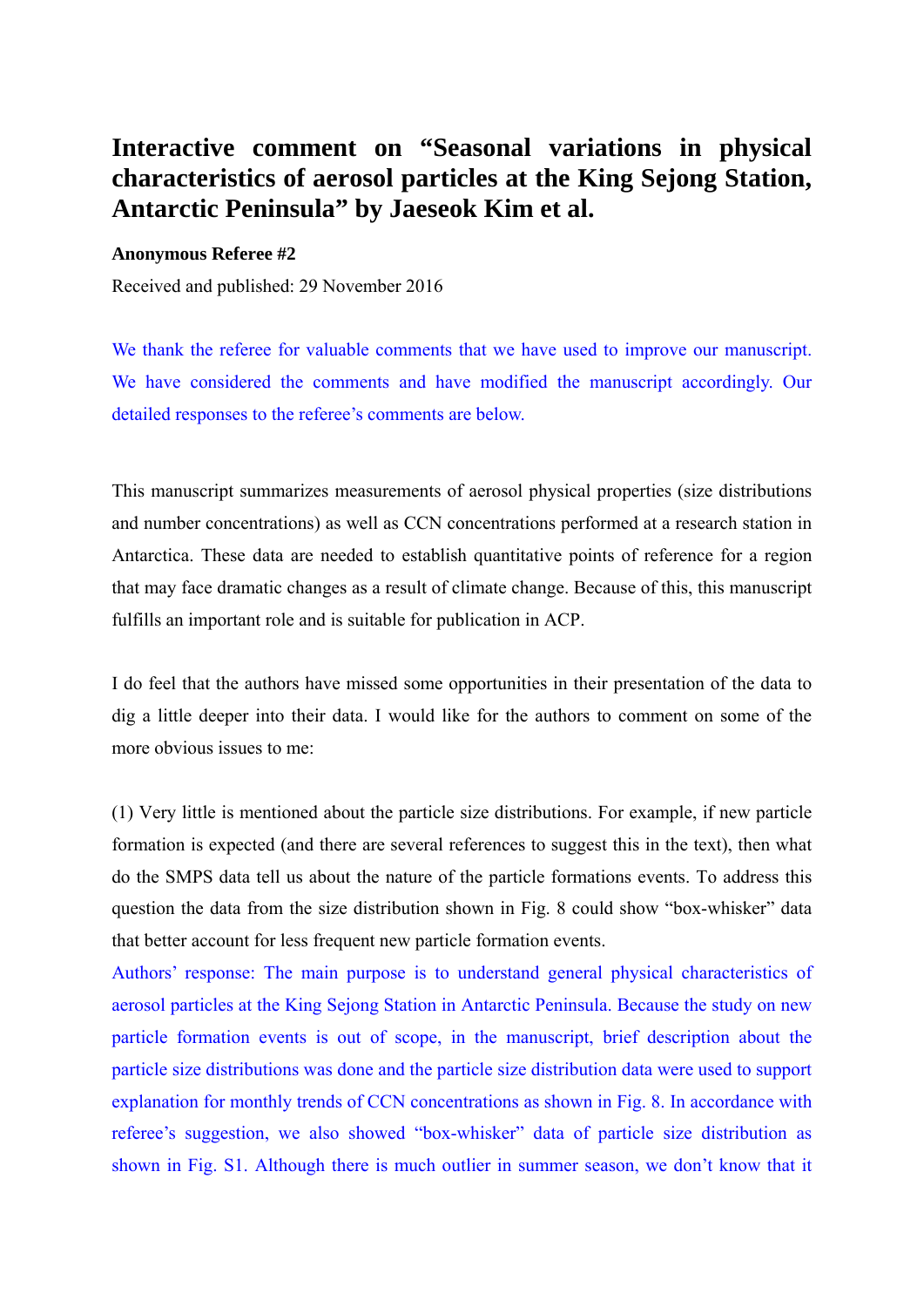# Interactive comment on "Seasonal variations in physical characteristics of aerosol particles at the King Sejong Station, Antarctic Peninsula" by Jaeseok Kim et al.

**Anonymous Referee #2**

Received and published: 29 November 2016

We thank the referee for valuable comments that we have used to improve our manuscript. We have considered the comments and have modified the manuscript accordingly. Our detailed responses to the referee's comments are below.

This manuscript summarizes measurements of aerosol physical properties (size distributions and number concentrations) as well as CCN concentrations performed at a research station in Antarctica. These data are needed to establish quantitative points of reference for a region that may face dramatic changes as a result of climate change. Because of this, this manuscript fulfills an important role and is suitable for publication in ACP.

I do feel that the authors have missed some opportunities in their presentation of the data to dig a little deeper into their data. I would like for the authors to comment on some of the more obvious issues to me:

(1) Very little is mentioned about the particle size distributions. For example, if new particle formation is expected (and there are several references to suggest this in the text), then what do the SMPS data tell us about the nature of the particle formations events. To address this question the data from the size distribution shown in Fig. 8 could show "box-whisker" data that better account for less frequent new particle formation events.

Authors' response: The main purpose is to understand general physical characteristics of aerosol particles at the King Sejong Station in Antarctic Peninsula. Because the study on new particle formation events is out of scope, in the manuscript, brief description about the particle size distributions was done and the particle size distribution data were used to support explanation for monthly trends of CCN concentrations as shown in Fig. 8. In accordance with referee's suggestion, we also showed "box-whisker" data of particle size distribution as shown in Fig. S1. Although there is much outlier in summer season, we don't know that it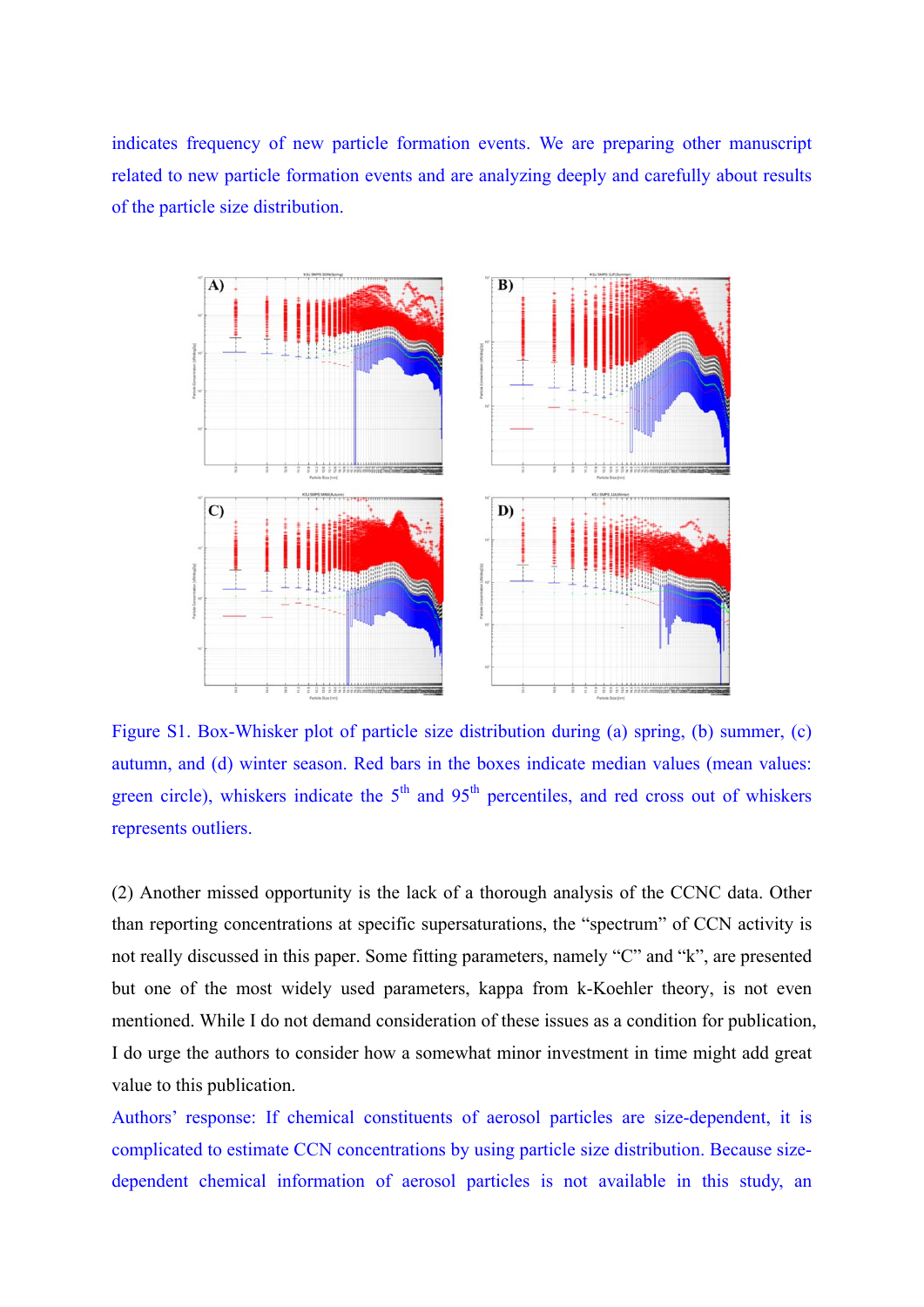indicates frequency of new particle formation events. We are preparing other manuscript related to new particle formation events and are analyzing deeply and carefully about results of the particle size distribution.

Figure S1. Box-Whisker plot of particle size distribution during (a) spring, (b) summer, (c) autumn, and (d) winter season. Red bars in the boxes indicate median values (mean values: green circle), whiskers indicate the 5th and 95th percentiles, and red cross out of whiskers represents outliers.

(2) Another missed opportunity is the lack of a thorough analysis of the CCNC data. Other than reporting concentrations at specific supersaturations, the "spectrum" of CCN activity is not really discussed in this paper. Some fitting parameters, namely "C" and "k", are presented but one of the most widely used parameters, kappa from k-Koehler theory, is not even mentioned. While I do not demand consideration of these issues as a condition for publication, I do urge the authors to consider how a somewhat minor investment in time might add great value to this publication.

Authors' response: If chemical constituents of aerosol particles are size-dependent, it is complicated to estimate CCN concentrations by using particle size distribution. Because size-dependent chemical information of aerosol particles is not available in this study, an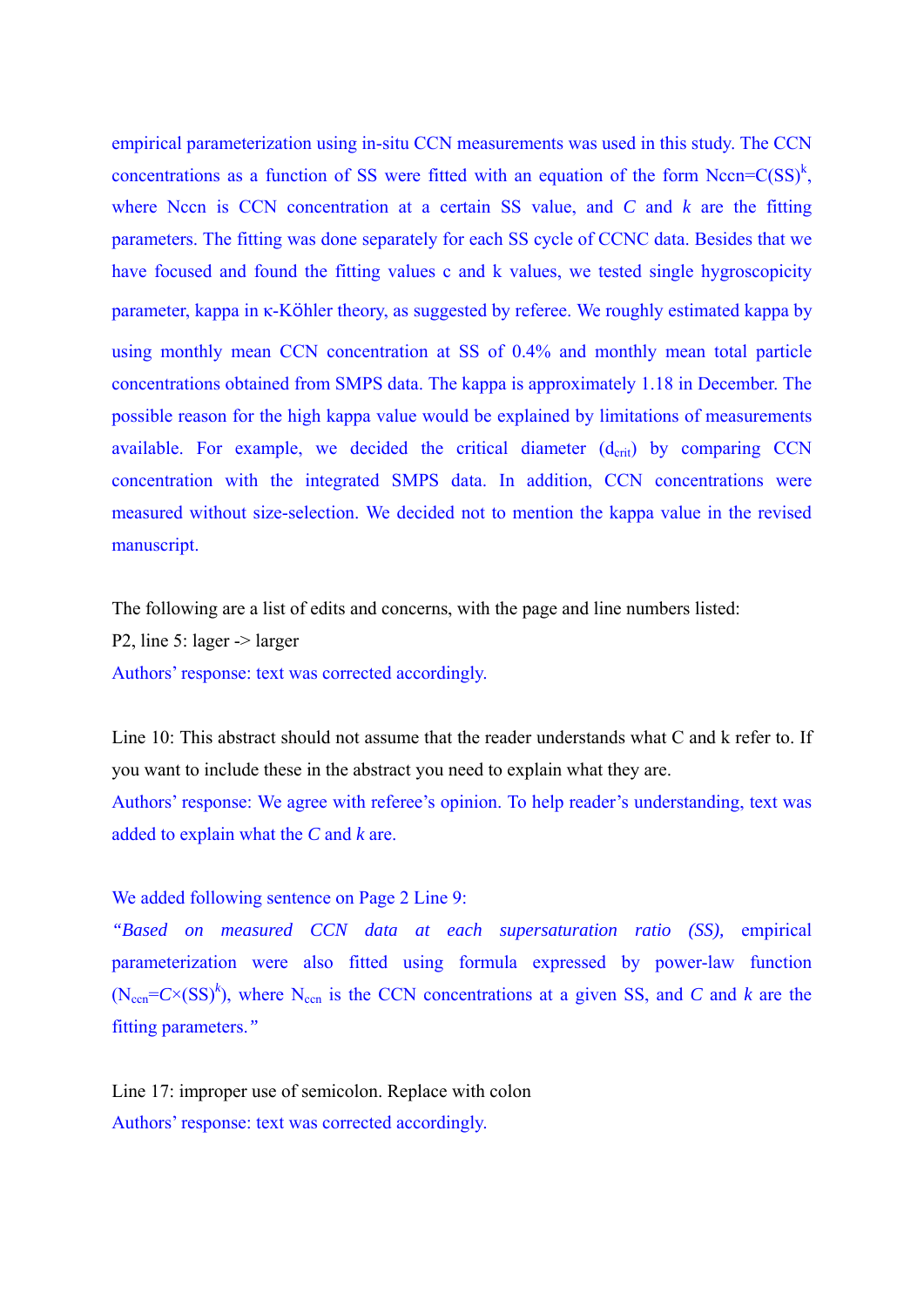empirical parameterization using in-situ CCN measurements was used in this study. The CCN concentrations as a function of SS were fitted with an equation of the form $N_{ccn}=C(SS)^k$, where Nccn is CCN concentration at a certain SS value, and $C$ and $k$ are the fitting parameters. The fitting was done separately for each SS cycle of CCNC data. Besides that we have focused and found the fitting values c and k values, we tested single hygroscopicity parameter, kappa in κ-Köhler theory, as suggested by referee. We roughly estimated kappa by using monthly mean CCN concentration at SS of 0.4% and monthly mean total particle concentrations obtained from SMPS data. The kappa is approximately 1.18 in December. The possible reason for the high kappa value would be explained by limitations of measurements available. For example, we decided the critical diameter ($d_{crit}$) by comparing CCN concentration with the integrated SMPS data. In addition, CCN concentrations were measured without size-selection. We decided not to mention the kappa value in the revised manuscript.

The following are a list of edits and concerns, with the page and line numbers listed:

P2, line 5: lager -> larger

Authors' response: text was corrected accordingly.

Line 10: This abstract should not assume that the reader understands what C and k refer to. If you want to include these in the abstract you need to explain what they are.

Authors' response: We agree with referee's opinion. To help reader's understanding, text was added to explain what the $C$ and $k$ are.

We added following sentence on Page 2 Line 9:

*"Based on measured CCN data at each supersaturation ratio (SS),* empirical parameterization were also fitted using formula expressed by power-law function ($N_{ccn}=C\times(SS)^k$), where $N_{ccn}$ is the CCN concentrations at a given SS, and $C$ and $k$ are the fitting parameters."

Line 17: improper use of semicolon. Replace with colon

Authors' response: text was corrected accordingly.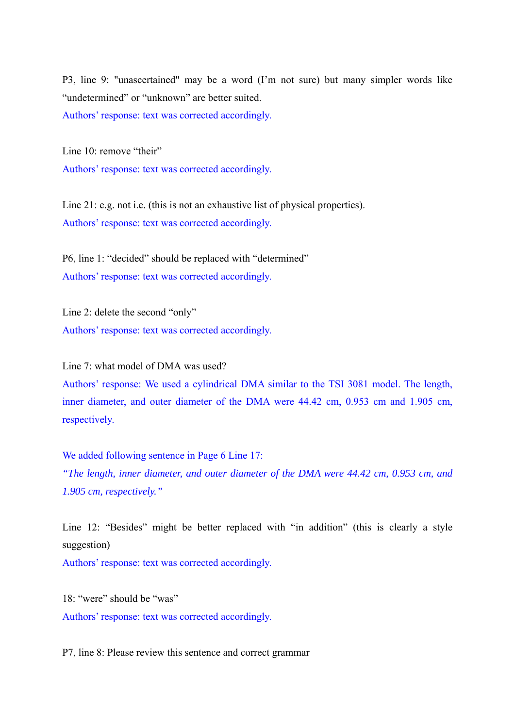P3, line 9: "unascertained" may be a word (I'm not sure) but many simpler words like "undetermined" or "unknown" are better suited.

Authors' response: text was corrected accordingly.

Line 10: remove "their"

Authors' response: text was corrected accordingly.

Line 21: e.g. not i.e. (this is not an exhaustive list of physical properties).

Authors' response: text was corrected accordingly.

P6, line 1: "decided" should be replaced with "determined"

Authors' response: text was corrected accordingly.

Line 2: delete the second "only"

Authors' response: text was corrected accordingly.

Line 7: what model of DMA was used?

Authors' response: We used a cylindrical DMA similar to the TSI 3081 model. The length, inner diameter, and outer diameter of the DMA were 44.42 cm, 0.953 cm and 1.905 cm, respectively.

We added following sentence in Page 6 Line 17:

*"The length, inner diameter, and outer diameter of the DMA were 44.42 cm, 0.953 cm, and 1.905 cm, respectively."*

Line 12: "Besides" might be better replaced with "in addition" (this is clearly a style suggestion)

Authors' response: text was corrected accordingly.

18: "were" should be "was"

Authors' response: text was corrected accordingly.

P7, line 8: Please review this sentence and correct grammar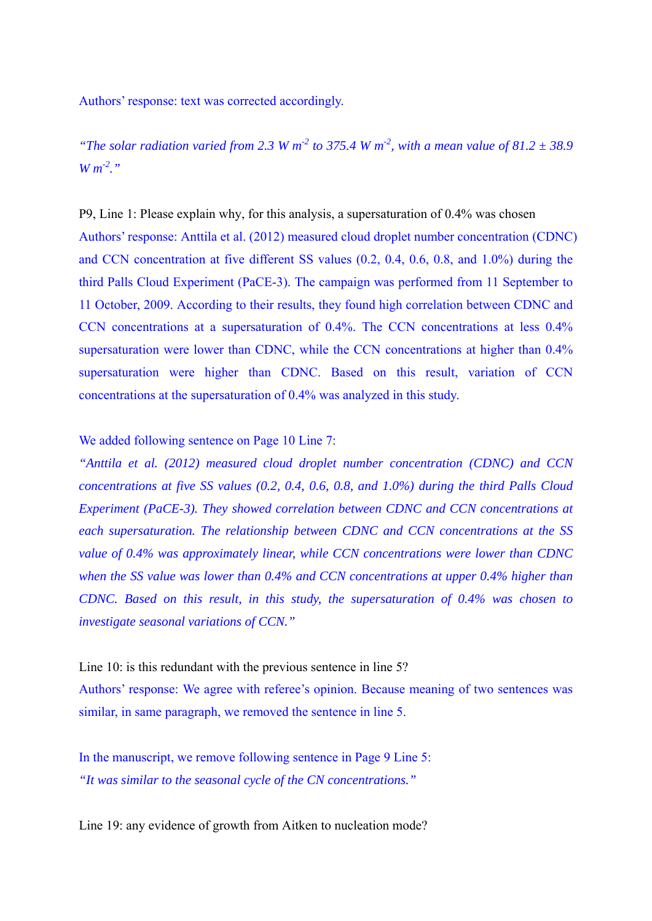Authors' response: text was corrected accordingly.

*"The solar radiation varied from 2.3 W m$^{-2}$ to 375.4 W m$^{-2}$, with a mean value of 81.2 ± 38.9 W m$^{-2}$."*

P9, Line 1: Please explain why, for this analysis, a supersaturation of 0.4% was chosen

Authors' response: Anttila et al. (2012) measured cloud droplet number concentration (CDNC) and CCN concentration at five different SS values (0.2, 0.4, 0.6, 0.8, and 1.0%) during the third Palls Cloud Experiment (PaCE-3). The campaign was performed from 11 September to 11 October, 2009. According to their results, they found high correlation between CDNC and CCN concentrations at a supersaturation of 0.4%. The CCN concentrations at less 0.4% supersaturation were lower than CDNC, while the CCN concentrations at higher than 0.4% supersaturation were higher than CDNC. Based on this result, variation of CCN concentrations at the supersaturation of 0.4% was analyzed in this study.

We added following sentence on Page 10 Line 7:

*"Anttila et al. (2012) measured cloud droplet number concentration (CDNC) and CCN concentrations at five SS values (0.2, 0.4, 0.6, 0.8, and 1.0%) during the third Palls Cloud Experiment (PaCE-3). They showed correlation between CDNC and CCN concentrations at each supersaturation. The relationship between CDNC and CCN concentrations at the SS value of 0.4% was approximately linear, while CCN concentrations were lower than CDNC when the SS value was lower than 0.4% and CCN concentrations at upper 0.4% higher than CDNC. Based on this result, in this study, the supersaturation of 0.4% was chosen to investigate seasonal variations of CCN."*

Line 10: is this redundant with the previous sentence in line 5?

Authors' response: We agree with referee's opinion. Because meaning of two sentences was similar, in same paragraph, we removed the sentence in line 5.

In the manuscript, we remove following sentence in Page 9 Line 5:

*"It was similar to the seasonal cycle of the CN concentrations."*

Line 19: any evidence of growth from Aitken to nucleation mode?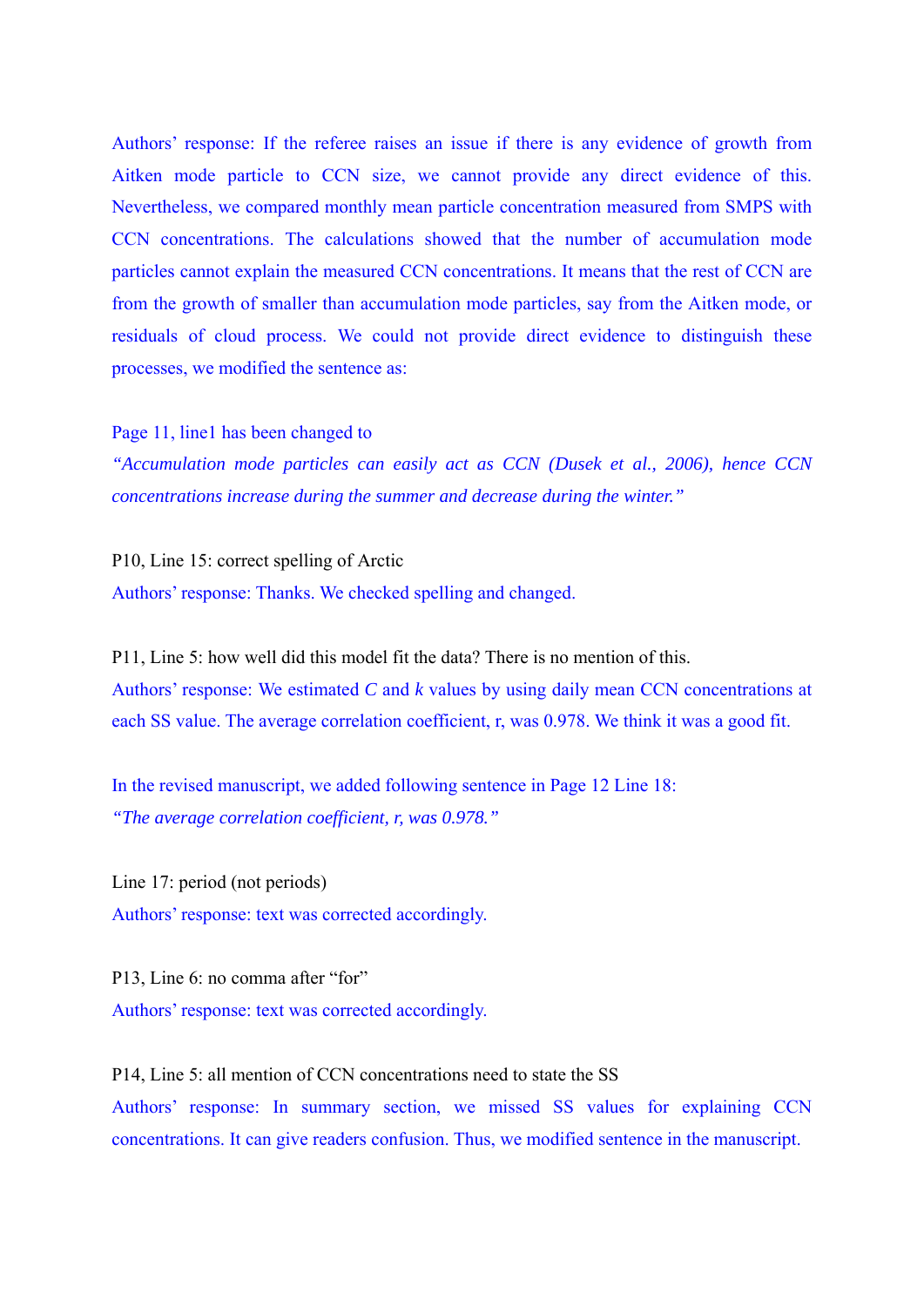Authors' response: If the referee raises an issue if there is any evidence of growth from Aitken mode particle to CCN size, we cannot provide any direct evidence of this. Nevertheless, we compared monthly mean particle concentration measured from SMPS with CCN concentrations. The calculations showed that the number of accumulation mode particles cannot explain the measured CCN concentrations. It means that the rest of CCN are from the growth of smaller than accumulation mode particles, say from the Aitken mode, or residuals of cloud process. We could not provide direct evidence to distinguish these processes, we modified the sentence as:

Page 11, line1 has been changed to

*"Accumulation mode particles can easily act as CCN (Dusek et al., 2006), hence CCN concentrations increase during the summer and decrease during the winter."*

P10, Line 15: correct spelling of Arctic

Authors' response: Thanks. We checked spelling and changed.

P11, Line 5: how well did this model fit the data? There is no mention of this.

Authors' response: We estimated $C$ and $k$ values by using daily mean CCN concentrations at each SS value. The average correlation coefficient, r, was 0.978. We think it was a good fit.

In the revised manuscript, we added following sentence in Page 12 Line 18:

*"The average correlation coefficient, r, was 0.978."*

Line 17: period (not periods)

Authors' response: text was corrected accordingly.

P13, Line 6: no comma after "for"

Authors' response: text was corrected accordingly.

P14, Line 5: all mention of CCN concentrations need to state the SS

Authors' response: In summary section, we missed SS values for explaining CCN concentrations. It can give readers confusion. Thus, we modified sentence in the manuscript.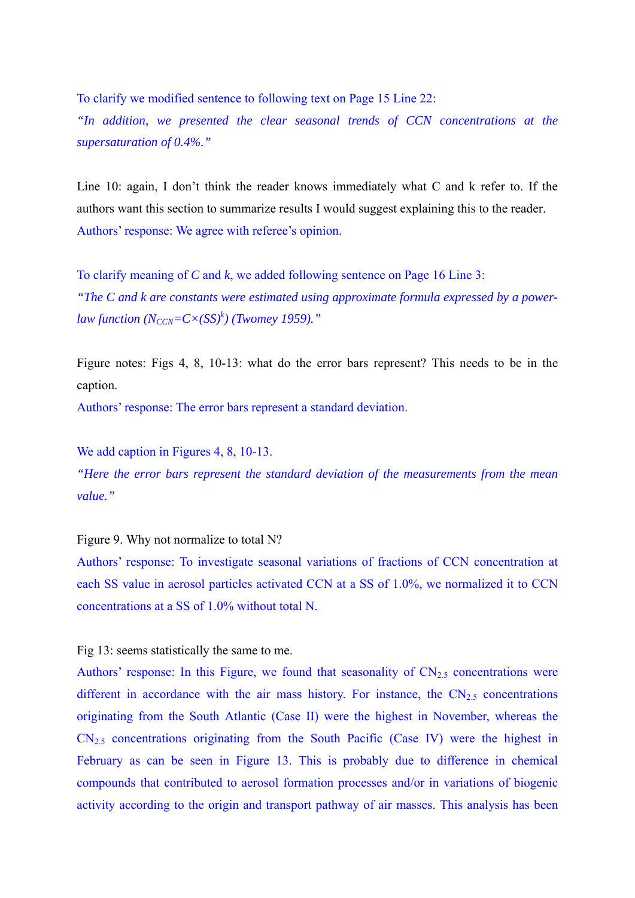To clarify we modified sentence to following text on Page 15 Line 22:

*"In addition, we presented the clear seasonal trends of CCN concentrations at the supersaturation of 0.4%."*

Line 10: again, I don't think the reader knows immediately what C and k refer to. If the authors want this section to summarize results I would suggest explaining this to the reader.

Authors' response: We agree with referee's opinion.

To clarify meaning of *C* and *k*, we added following sentence on Page 16 Line 3:

*"The C and k are constants were estimated using approximate formula expressed by a power-law function ($N_{CCN}=C\times(SS)^{k}$) (Twomey 1959)."*

Figure notes: Figs 4, 8, 10-13: what do the error bars represent? This needs to be in the caption.

Authors' response: The error bars represent a standard deviation.

We add caption in Figures 4, 8, 10-13.

*"Here the error bars represent the standard deviation of the measurements from the mean value."*

Figure 9. Why not normalize to total N?

Authors' response: To investigate seasonal variations of fractions of CCN concentration at each SS value in aerosol particles activated CCN at a SS of 1.0%, we normalized it to CCN concentrations at a SS of 1.0% without total N.

Fig 13: seems statistically the same to me.

Authors' response: In this Figure, we found that seasonality of $CN_{2.5}$ concentrations were different in accordance with the air mass history. For instance, the $CN_{2.5}$ concentrations originating from the South Atlantic (Case II) were the highest in November, whereas the $CN_{2.5}$ concentrations originating from the South Pacific (Case IV) were the highest in February as can be seen in Figure 13. This is probably due to difference in chemical compounds that contributed to aerosol formation processes and/or in variations of biogenic activity according to the origin and transport pathway of air masses. This analysis has been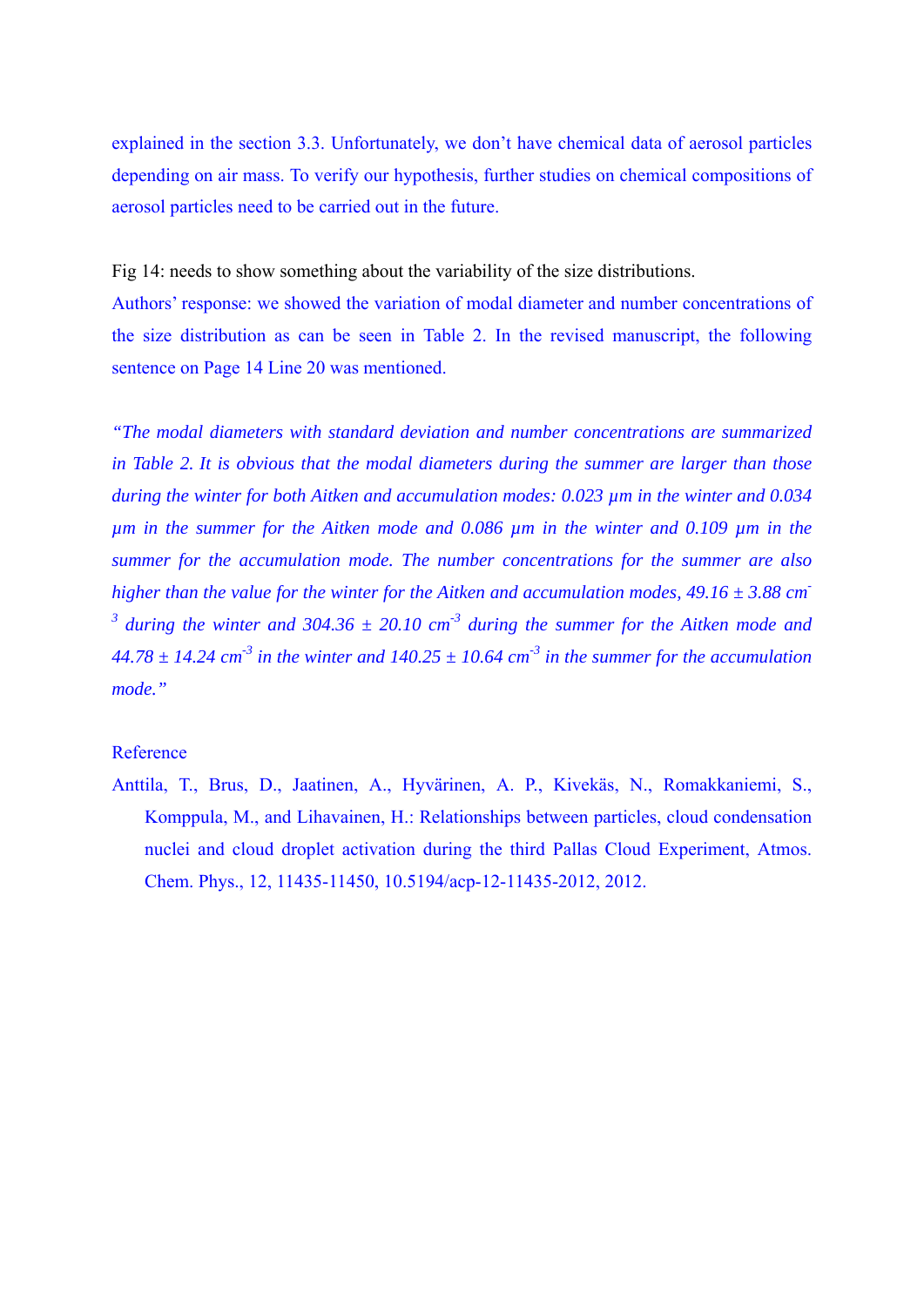explained in the section 3.3. Unfortunately, we don't have chemical data of aerosol particles depending on air mass. To verify our hypothesis, further studies on chemical compositions of aerosol particles need to be carried out in the future.

Fig 14: needs to show something about the variability of the size distributions.

Authors' response: we showed the variation of modal diameter and number concentrations of the size distribution as can be seen in Table 2. In the revised manuscript, the following sentence on Page 14 Line 20 was mentioned.

*"The modal diameters with standard deviation and number concentrations are summarized in Table 2. It is obvious that the modal diameters during the summer are larger than those during the winter for both Aitken and accumulation modes: 0.023 µm in the winter and 0.034 µm in the summer for the Aitken mode and 0.086 µm in the winter and 0.109 µm in the summer for the accumulation mode. The number concentrations for the summer are also higher than the value for the winter for the Aitken and accumulation modes, 49.16 ± 3.88 cm$^{-3}$ during the winter and 304.36 ± 20.10 cm$^{-3}$ during the summer for the Aitken mode and 44.78 ± 14.24 cm$^{-3}$ in the winter and 140.25 ± 10.64 cm$^{-3}$ in the summer for the accumulation mode."*

Reference

Anttila, T., Brus, D., Jaatinen, A., Hyvärinen, A. P., Kivekäs, N., Romakkaniemi, S., Komppula, M., and Lihavainen, H.: Relationships between particles, cloud condensation nuclei and cloud droplet activation during the third Pallas Cloud Experiment, Atmos. Chem. Phys., 12, 11435-11450, 10.5194/acp-12-11435-2012, 2012.